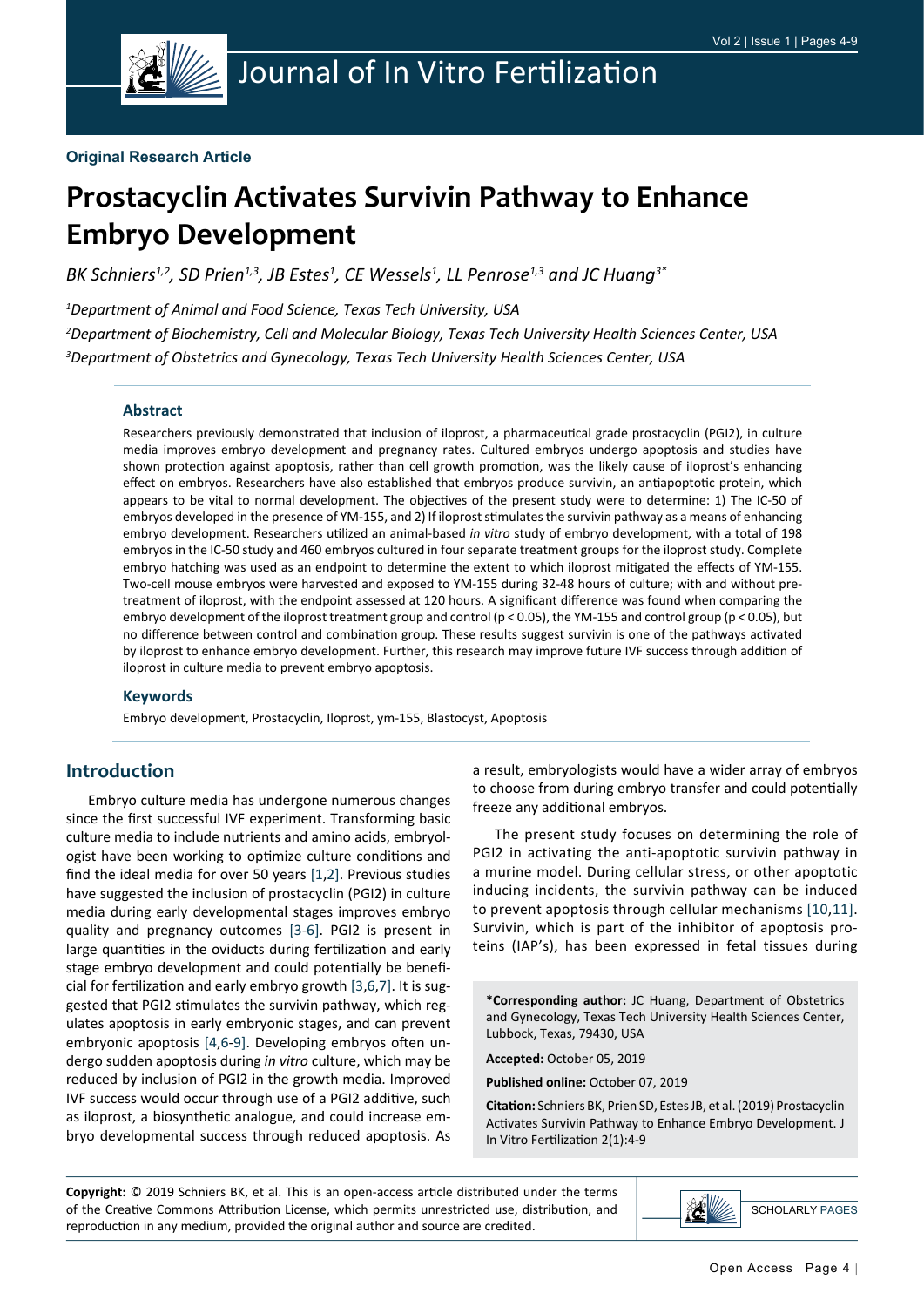**Original Research Article**

# Prostacyclin Activates Survivin Pathway to Enhance Embryo Development

*BK Schniers[1,2], SD Prien[1,3], JB Estes[1], CE Wessels[1], LL Penrose[1,3] and JC Huang[3]**

*[1]Department of Animal and Food Science, Texas Tech University, USA*

*[2]Department of Biochemistry, Cell and Molecular Biology, Texas Tech University Health Sciences Center, USA*

*[3]Department of Obstetrics and Gynecology, Texas Tech University Health Sciences Center, USA*

### Abstract

Researchers previously demonstrated that inclusion of iloprost, a pharmaceutical grade prostacyclin (PGI2), in culture media improves embryo development and pregnancy rates. Cultured embryos undergo apoptosis and studies have shown protection against apoptosis, rather than cell growth promotion, was the likely cause of iloprost's enhancing effect on embryos. Researchers have also established that embryos produce survivin, an antiapoptotic protein, which appears to be vital to normal development. The objectives of the present study were to determine: 1) The IC-50 of embryos developed in the presence of YM-155, and 2) If iloprost stimulates the survivin pathway as a means of enhancing embryo development. Researchers utilized an animal-based *in vitro* study of embryo development, with a total of 198 embryos in the IC-50 study and 460 embryos cultured in four separate treatment groups for the iloprost study. Complete embryo hatching was used as an endpoint to determine the extent to which iloprost mitigated the effects of YM-155. Two-cell mouse embryos were harvested and exposed to YM-155 during 32-48 hours of culture; with and without pre-treatment of iloprost, with the endpoint assessed at 120 hours. A significant difference was found when comparing the embryo development of the iloprost treatment group and control ($p < 0.05$), the YM-155 and control group ($p < 0.05$), but no difference between control and combination group. These results suggest survivin is one of the pathways activated by iloprost to enhance embryo development. Further, this research may improve future IVF success through addition of iloprost in culture media to prevent embryo apoptosis.

### Keywords

Embryo development, Prostacyclin, Iloprost, ym-155, Blastocyst, Apoptosis

## Introduction

Embryo culture media has undergone numerous changes since the first successful IVF experiment. Transforming basic culture media to include nutrients and amino acids, embryologist have been working to optimize culture conditions and find the ideal media for over 50 years [1,2]. Previous studies have suggested the inclusion of prostacyclin (PGI2) in culture media during early developmental stages improves embryo quality and pregnancy outcomes [3-6]. PGI2 is present in large quantities in the oviducts during fertilization and early stage embryo development and could potentially be beneficial for fertilization and early embryo growth [3,6,7]. It is suggested that PGI2 stimulates the survivin pathway, which regulates apoptosis in early embryonic stages, and can prevent embryonic apoptosis [4,6-9]. Developing embryos often undergo sudden apoptosis during *in vitro* culture, which may be reduced by inclusion of PGI2 in the growth media. Improved IVF success would occur through use of a PGI2 additive, such as iloprost, a biosynthetic analogue, and could increase embryo developmental success through reduced apoptosis. As a result, embryologists would have a wider array of embryos to choose from during embryo transfer and could potentially freeze any additional embryos.

The present study focuses on determining the role of PGI2 in activating the anti-apoptotic survivin pathway in a murine model. During cellular stress, or other apoptotic inducing incidents, the survivin pathway can be induced to prevent apoptosis through cellular mechanisms [10,11]. Survivin, which is part of the inhibitor of apoptosis proteins (IAP's), has been expressed in fetal tissues during

**\*Corresponding author:** JC Huang, Department of Obstetrics and Gynecology, Texas Tech University Health Sciences Center, Lubbock, Texas, 79430, USA

**Accepted:** October 05, 2019

**Published online:** October 07, 2019

**Citation:** Schniers BK, Prien SD, Estes JB, et al. (2019) Prostacyclin Activates Survivin Pathway to Enhance Embryo Development. J In Vitro Fertilization 2(1):4-9

**Copyright:** © 2019 Schniers BK, et al. This is an open-access article distributed under the terms of the Creative Commons Attribution License, which permits unrestricted use, distribution, and reproduction in any medium, provided the original author and source are credited.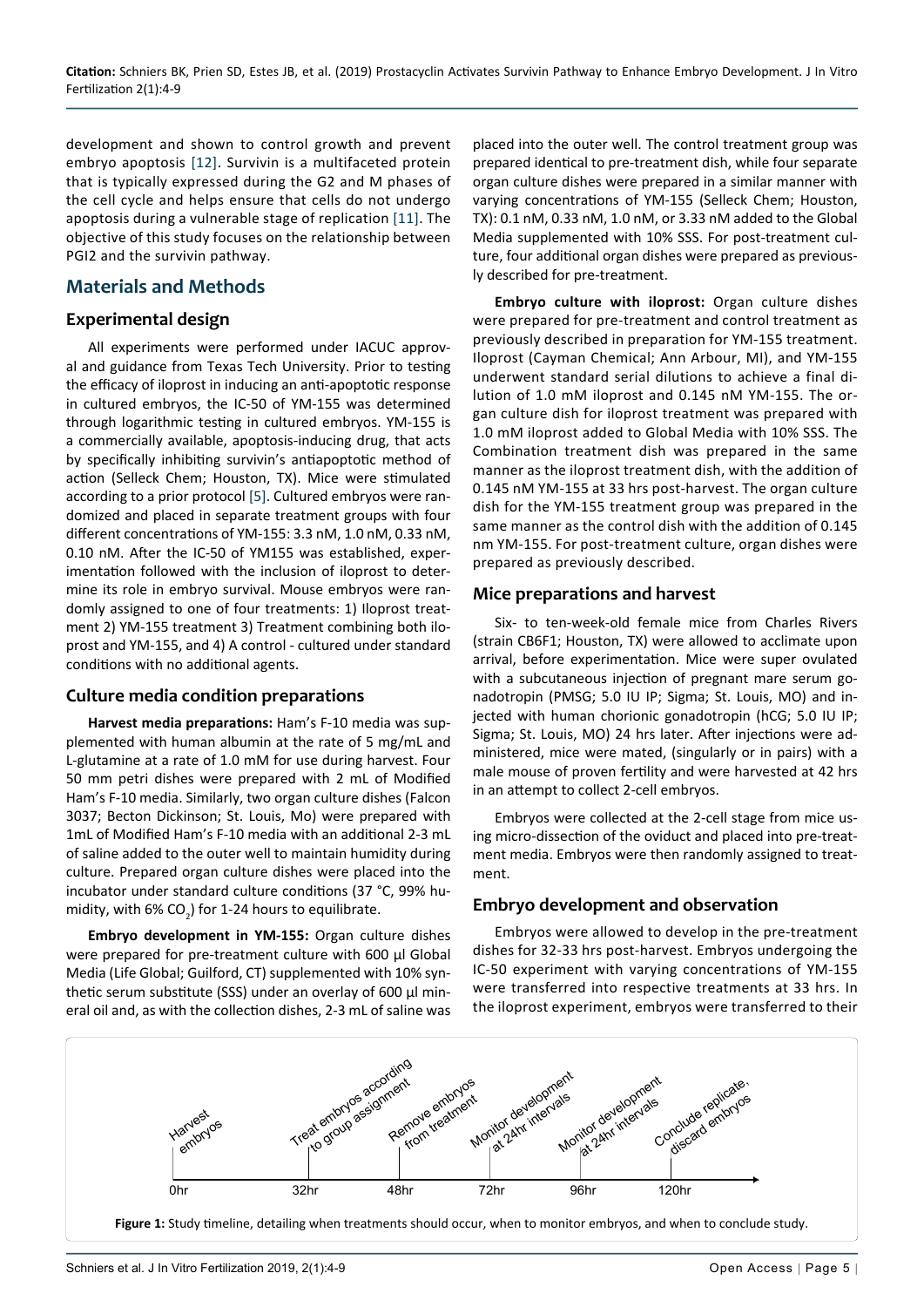development and shown to control growth and prevent embryo apoptosis [12]. Survivin is a multifaceted protein that is typically expressed during the G2 and M phases of the cell cycle and helps ensure that cells do not undergo apoptosis during a vulnerable stage of replication [11]. The objective of this study focuses on the relationship between PGI2 and the survivin pathway.

## Materials and Methods

### Experimental design

All experiments were performed under IACUC approval and guidance from Texas Tech University. Prior to testing the efficacy of iloprost in inducing an anti-apoptotic response in cultured embryos, the IC-50 of YM-155 was determined through logarithmic testing in cultured embryos. YM-155 is a commercially available, apoptosis-inducing drug, that acts by specifically inhibiting survivin's antiapoptotic method of action (Selleck Chem; Houston, TX). Mice were stimulated according to a prior protocol [5]. Cultured embryos were randomized and placed in separate treatment groups with four different concentrations of YM-155: 3.3 nM, 1.0 nM, 0.33 nM, 0.10 nM. After the IC-50 of YM155 was established, experimentation followed with the inclusion of iloprost to determine its role in embryo survival. Mouse embryos were then randomly assigned to one of four treatments: 1) Iloprost treatment 2) YM-155 treatment 3) Treatment combining both iloprost and YM-155, and 4) A control - cultured under standard conditions with no additional agents.

### Culture media condition preparations

**Harvest media preparations:** Ham's F-10 media was supplemented with human albumin at the rate of 5 mg/mL and L-glutamine at a rate of 1.0 mM for use during harvest. Four 50 mm petri dishes were prepared with 2 mL of Modified Ham's F-10 media. Similarly, two organ culture dishes (Falcon 3037; Becton Dickinson; St. Louis, Mo) were prepared with 1mL of Modified Ham's F-10 media with an additional 2-3 mL of saline added to the outer well to maintain humidity during culture. Prepared organ culture dishes were placed into the incubator under standard culture conditions (37 °C, 99% humidity, with 6% $CO_2$) for 1-24 hours to equilibrate.

**Embryo development in YM-155:** Organ culture dishes were prepared for pre-treatment culture with 600 µl Global Media (Life Global; Guilford, CT) supplemented with 10% synthetic serum substitute (SSS) under an overlay of 600 µl mineral oil and, as with the collection dishes, 2-3 mL of saline was placed into the outer well. The control treatment group was prepared identical to pre-treatment dish, while four separate organ culture dishes were prepared in a similar manner with varying concentrations of YM-155 (Selleck Chem; Houston, TX): 0.1 nM, 0.33 nM, 1.0 nM, or 3.33 nM added to the Global Media supplemented with 10% SSS. For post-treatment culture, four additional organ dishes were prepared as previously described for pre-treatment.

**Embryo culture with iloprost:** Organ culture dishes were prepared for pre-treatment and control treatment as previously described in preparation for YM-155 treatment. Iloprost (Cayman Chemical; Ann Arbour, MI), and YM-155 underwent standard serial dilutions to achieve a final dilution of 1.0 mM iloprost and 0.145 nM YM-155. The organ culture dish for iloprost treatment was prepared with 1.0 mM iloprost added to Global Media with 10% SSS. The Combination treatment dish was prepared in the same manner as the iloprost treatment dish, with the addition of 0.145 nM YM-155 at 33 hrs post-harvest. The organ culture dish for the YM-155 treatment group was prepared in the same manner as the control dish with the addition of 0.145 nm YM-155. For post-treatment culture, organ dishes were prepared as previously described.

### Mice preparations and harvest

Six- to ten-week-old female mice from Charles Rivers (strain CB6F1; Houston, TX) were allowed to acclimate upon arrival, before experimentation. Mice were super ovulated with a subcutaneous injection of pregnant mare serum gonadotropin (PMSG; 5.0 IU IP; Sigma; St. Louis, MO) and injected with human chorionic gonadotropin (hCG; 5.0 IU IP; Sigma; St. Louis, MO) 24 hrs later. After injections were administered, mice were mated, (singularly or in pairs) with a male mouse of proven fertility and were harvested at 42 hrs in an attempt to collect 2-cell embryos.

Embryos were collected at the 2-cell stage from mice using micro-dissection of the oviduct and placed into pre-treatment media. Embryos were then randomly assigned to treatment.

### Embryo development and observation

Embryos were allowed to develop in the pre-treatment dishes for 32-33 hrs post-harvest. Embryos undergoing the IC-50 experiment with varying concentrations of YM-155 were transferred into respective treatments at 33 hrs. In the iloprost experiment, embryos were transferred to their

| 0hr | 32hr | 48hr | 72hr | 96hr | 120hr |
|---|---|---|---|---|---|
| Harvest embryos | Treat embryos according to group assignment | Remove embryos from treatment | Monitor development at 24hr intervals | Monitor development at 24hr intervals | Conclude replicate, discard embryos |

**Figure 1:** Study timeline, detailing when treatments should occur, when to monitor embryos, and when to conclude study.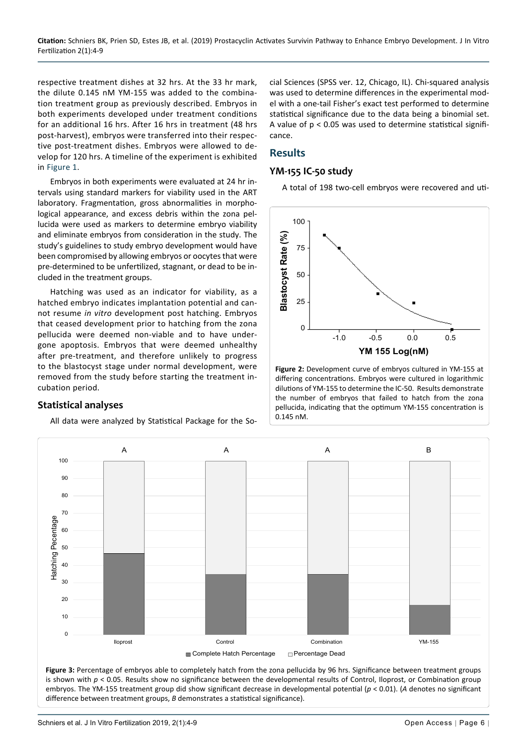respective treatment dishes at 32 hrs. At the 33 hr mark, the dilute 0.145 nM YM-155 was added to the combination treatment group as previously described. Embryos in both experiments developed under treatment conditions for an additional 16 hrs. After 16 hrs in treatment (48 hrs post-harvest), embryos were transferred into their respective post-treatment dishes. Embryos were allowed to develop for 120 hrs. A timeline of the experiment is exhibited in Figure 1.

Embryos in both experiments were evaluated at 24 hr intervals using standard markers for viability used in the ART laboratory. Fragmentation, gross abnormalities in morphological appearance, and excess debris within the zona pellucida were used as markers to determine embryo viability and eliminate embryos from consideration in the study. The study's guidelines to study embryo development would have been compromised by allowing embryos or oocytes that were pre-determined to be unfertilized, stagnant, or dead to be included in the treatment groups.

Hatching was used as an indicator for viability, as a hatched embryo indicates implantation potential and cannot resume *in vitro* development post hatching. Embryos that ceased development prior to hatching from the zona pellucida were deemed non-viable and to have undergone apoptosis. Embryos that were deemed unhealthy after pre-treatment, and therefore unlikely to progress to the blastocyst stage under normal development, were removed from the study before starting the treatment incubation period.

## Statistical analyses

All data were analyzed by Statistical Package for the Social Sciences (SPSS ver. 12, Chicago, IL). Chi-squared analysis was used to determine differences in the experimental model with a one-tail Fisher's exact test performed to determine statistical significance due to the data being a binomial set. A value of $p < 0.05$ was used to determine statistical significance.

# Results

## YM-155 IC-50 study

A total of 198 two-cell embryos were recovered and uti-

**Figure 2:** Development curve of embryos cultured in YM-155 at differing concentrations. Embryos were cultured in logarithmic dilutions of YM-155 to determine the IC-50. Results demonstrate the number of embryos that failed to hatch from the zona pellucida, indicating that the optimum YM-155 concentration is 0.145 nM.

**Figure 3:** Percentage of embryos able to completely hatch from the zona pellucida by 96 hrs. Significance between treatment groups is shown with $p < 0.05$. Results show no significance between the developmental results of Control, Iloprost, or Combination group embryos. The YM-155 treatment group did show significant decrease in developmental potential ($p < 0.01$). (*A* denotes no significant difference between treatment groups, *B* demonstrates a statistical significance).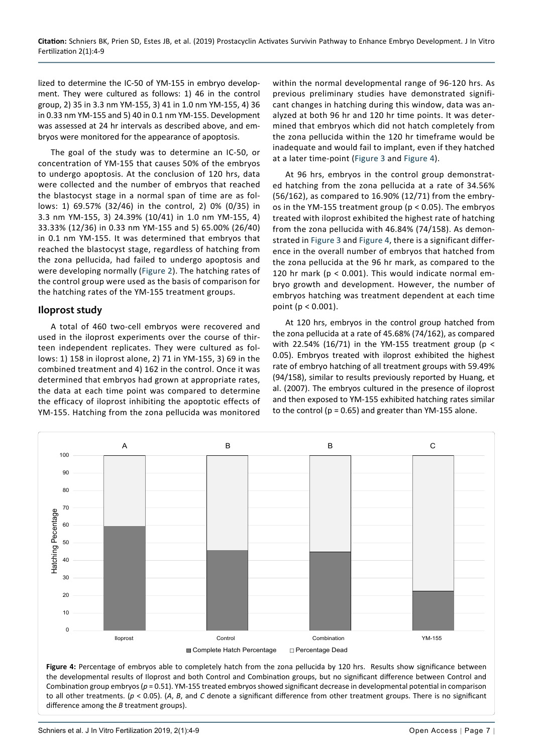lized to determine the IC-50 of YM-155 in embryo development. They were cultured as follows: 1) 46 in the control group, 2) 35 in 3.3 nm YM-155, 3) 41 in 1.0 nm YM-155, 4) 36 in 0.33 nm YM-155 and 5) 40 in 0.1 nm YM-155. Development was assessed at 24 hr intervals as described above, and embryos were monitored for the appearance of apoptosis.

The goal of the study was to determine an IC-50, or concentration of YM-155 that causes 50% of the embryos to undergo apoptosis. At the conclusion of 120 hrs, data were collected and the number of embryos that reached the blastocyst stage in a normal span of time are as follows: 1) 69.57% (32/46) in the control, 2) 0% (0/35) in 3.3 nm YM-155, 3) 24.39% (10/41) in 1.0 nm YM-155, 4) 33.33% (12/36) in 0.33 nm YM-155 and 5) 65.00% (26/40) in 0.1 nm YM-155. It was determined that embryos that reached the blastocyst stage, regardless of hatching from the zona pellucida, had failed to undergo apoptosis and were developing normally (Figure 2). The hatching rates of the control group were used as the basis of comparison for the hatching rates of the YM-155 treatment groups.

## Iloprost study

A total of 460 two-cell embryos were recovered and used in the iloprost experiments over the course of thirteen independent replicates. They were cultured as follows: 1) 158 in iloprost alone, 2) 71 in YM-155, 3) 69 in the combined treatment and 4) 162 in the control. Once it was determined that embryos had grown at appropriate rates, the data at each time point was compared to determine the efficacy of iloprost inhibiting the apoptotic effects of YM-155. Hatching from the zona pellucida was monitored within the normal developmental range of 96-120 hrs. As previous preliminary studies have demonstrated significant changes in hatching during this window, data was analyzed at both 96 hr and 120 hr time points. It was determined that embryos which did not hatch completely from the zona pellucida within the 120 hr timeframe would be inadequate and would fail to implant, even if they hatched at a later time-point (Figure 3 and Figure 4).

At 96 hrs, embryos in the control group demonstrated hatching from the zona pellucida at a rate of 34.56% (56/162), as compared to 16.90% (12/71) from the embryos in the YM-155 treatment group ($p < 0.05$). The embryos treated with iloprost exhibited the highest rate of hatching from the zona pellucida with 46.84% (74/158). As demonstrated in Figure 3 and Figure 4, there is a significant difference in the overall number of embryos that hatched from the zona pellucida at the 96 hr mark, as compared to the 120 hr mark ($p < 0.001$). This would indicate normal embryo growth and development. However, the number of embryos hatching was treatment dependent at each time point ($p < 0.001$).

At 120 hrs, embryos in the control group hatched from the zona pellucida at a rate of 45.68% (74/162), as compared with 22.54% (16/71) in the YM-155 treatment group ($p < 0.05$). Embryos treated with iloprost exhibited the highest rate of embryo hatching of all treatment groups with 59.49% (94/158), similar to results previously reported by Huang, et al. (2007). The embryos cultured in the presence of iloprost and then exposed to YM-155 exhibited hatching rates similar to the control ($p = 0.65$) and greater than YM-155 alone.

**Figure 4:** Percentage of embryos able to completely hatch from the zona pellucida by 120 hrs. Results show significance between the developmental results of Iloprost and both Control and Combination groups, but no significant difference between Control and Combination group embryos (*p* = 0.51). YM-155 treated embryos showed significant decrease in developmental potential in comparison to all other treatments. (*p* < 0.05). (*A*, *B*, and *C* denote a significant difference from other treatment groups. There is no significant difference among the *B* treatment groups).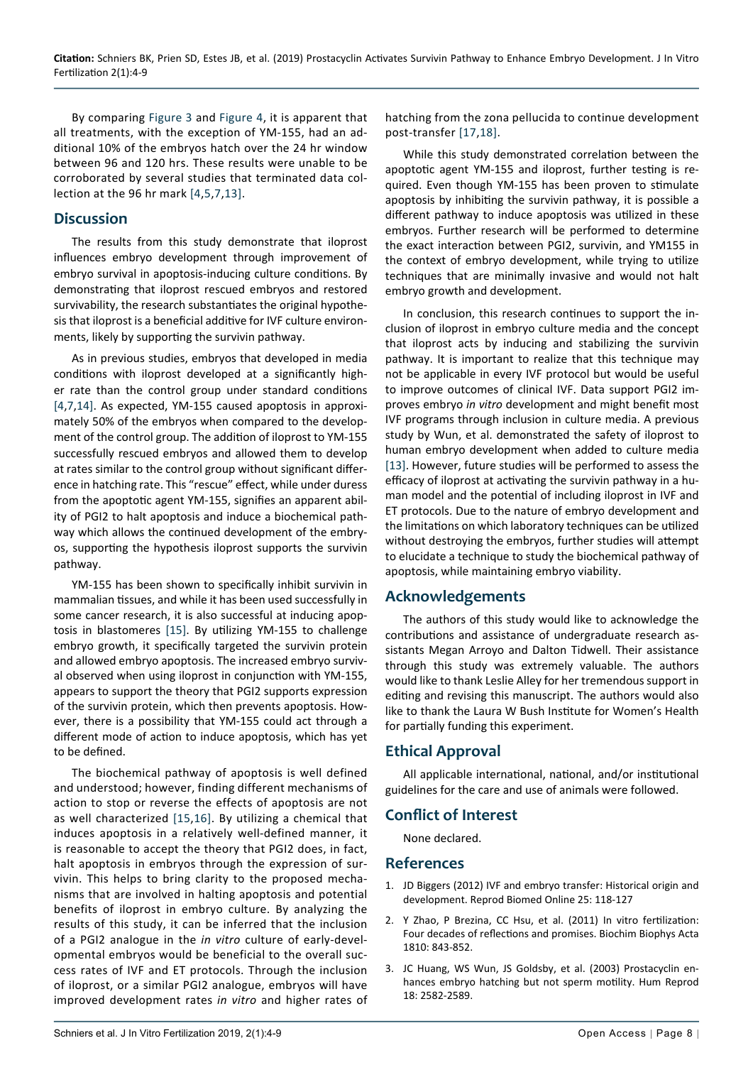By comparing Figure 3 and Figure 4, it is apparent that all treatments, with the exception of YM-155, had an additional 10% of the embryos hatch over the 24 hr window between 96 and 120 hrs. These results were unable to be corroborated by several studies that terminated data collection at the 96 hr mark [4,5,7,13].

## Discussion

The results from this study demonstrate that iloprost influences embryo development through improvement of embryo survival in apoptosis-inducing culture conditions. By demonstrating that iloprost rescued embryos and restored survivability, the research substantiates the original hypothesis that iloprost is a beneficial additive for IVF culture environments, likely by supporting the survivin pathway.

As in previous studies, embryos that developed in media conditions with iloprost developed at a significantly higher rate than the control group under standard conditions [4,7,14]. As expected, YM-155 caused apoptosis in approximately 50% of the embryos when compared to the development of the control group. The addition of iloprost to YM-155 successfully rescued embryos and allowed them to develop at rates similar to the control group without significant difference in hatching rate. This "rescue" effect, while under duress from the apoptotic agent YM-155, signifies an apparent ability of PGI2 to halt apoptosis and induce a biochemical pathway which allows the continued development of the embryos, supporting the hypothesis iloprost supports the survivin pathway.

YM-155 has been shown to specifically inhibit survivin in mammalian tissues, and while it has been used successfully in some cancer research, it is also successful at inducing apoptosis in blastomeres [15]. By utilizing YM-155 to challenge embryo growth, it specifically targeted the survivin protein and allowed embryo apoptosis. The increased embryo survival observed when using iloprost in conjunction with YM-155, appears to support the theory that PGI2 supports expression of the survivin protein, which then prevents apoptosis. However, there is a possibility that YM-155 could act through a different mode of action to induce apoptosis, which has yet to be defined.

The biochemical pathway of apoptosis is well defined and understood; however, finding different mechanisms of action to stop or reverse the effects of apoptosis are not as well characterized [15,16]. By utilizing a chemical that induces apoptosis in a relatively well-defined manner, it is reasonable to accept the theory that PGI2 does, in fact, halt apoptosis in embryos through the expression of survivin. This helps to bring clarity to the proposed mechanisms that are involved in halting apoptosis and potential benefits of iloprost in embryo culture. By analyzing the results of this study, it can be inferred that the inclusion of a PGI2 analogue in the *in vitro* culture of early-developmental embryos would be beneficial to the overall success rates of IVF and ET protocols. Through the inclusion of iloprost, or a similar PGI2 analogue, embryos will have improved development rates *in vitro* and higher rates of hatching from the zona pellucida to continue development post-transfer [17,18].

While this study demonstrated correlation between the apoptotic agent YM-155 and iloprost, further testing is required. Even though YM-155 has been proven to stimulate apoptosis by inhibiting the survivin pathway, it is possible a different pathway to induce apoptosis was utilized in these embryos. Further research will be performed to determine the exact interaction between PGI2, survivin, and YM155 in the context of embryo development, while trying to utilize techniques that are minimally invasive and would not halt embryo growth and development.

In conclusion, this research continues to support the inclusion of iloprost in embryo culture media and the concept that iloprost acts by inducing and stabilizing the survivin pathway. It is important to realize that this technique may not be applicable in every IVF protocol but would be useful to improve outcomes of clinical IVF. Data support PGI2 improves embryo *in vitro* development and might benefit most IVF programs through inclusion in culture media. A previous study by Wun, et al. demonstrated the safety of iloprost to human embryo development when added to culture media [13]. However, future studies will be performed to assess the efficacy of iloprost at activating the survivin pathway in a human model and the potential of including iloprost in IVF and ET protocols. Due to the nature of embryo development and the limitations on which laboratory techniques can be utilized without destroying the embryos, further studies will attempt to elucidate a technique to study the biochemical pathway of apoptosis, while maintaining embryo viability.

## Acknowledgements

The authors of this study would like to acknowledge the contributions and assistance of undergraduate research assistants Megan Arroyo and Dalton Tidwell. Their assistance through this study was extremely valuable. The authors would like to thank Leslie Alley for her tremendous support in editing and revising this manuscript. The authors would also like to thank the Laura W Bush Institute for Women's Health for partially funding this experiment.

## Ethical Approval

All applicable international, national, and/or institutional guidelines for the care and use of animals were followed.

## Conflict of Interest

None declared.

## References

1. JD Biggers (2012) IVF and embryo transfer: Historical origin and development. Reprod Biomed Online 25: 118-127
2. Y Zhao, P Brezina, CC Hsu, et al. (2011) In vitro fertilization: Four decades of reflections and promises. Biochim Biophys Acta 1810: 843-852.
3. JC Huang, WS Wun, JS Goldsby, et al. (2003) Prostacyclin enhances embryo hatching but not sperm motility. Hum Reprod 18: 2582-2589.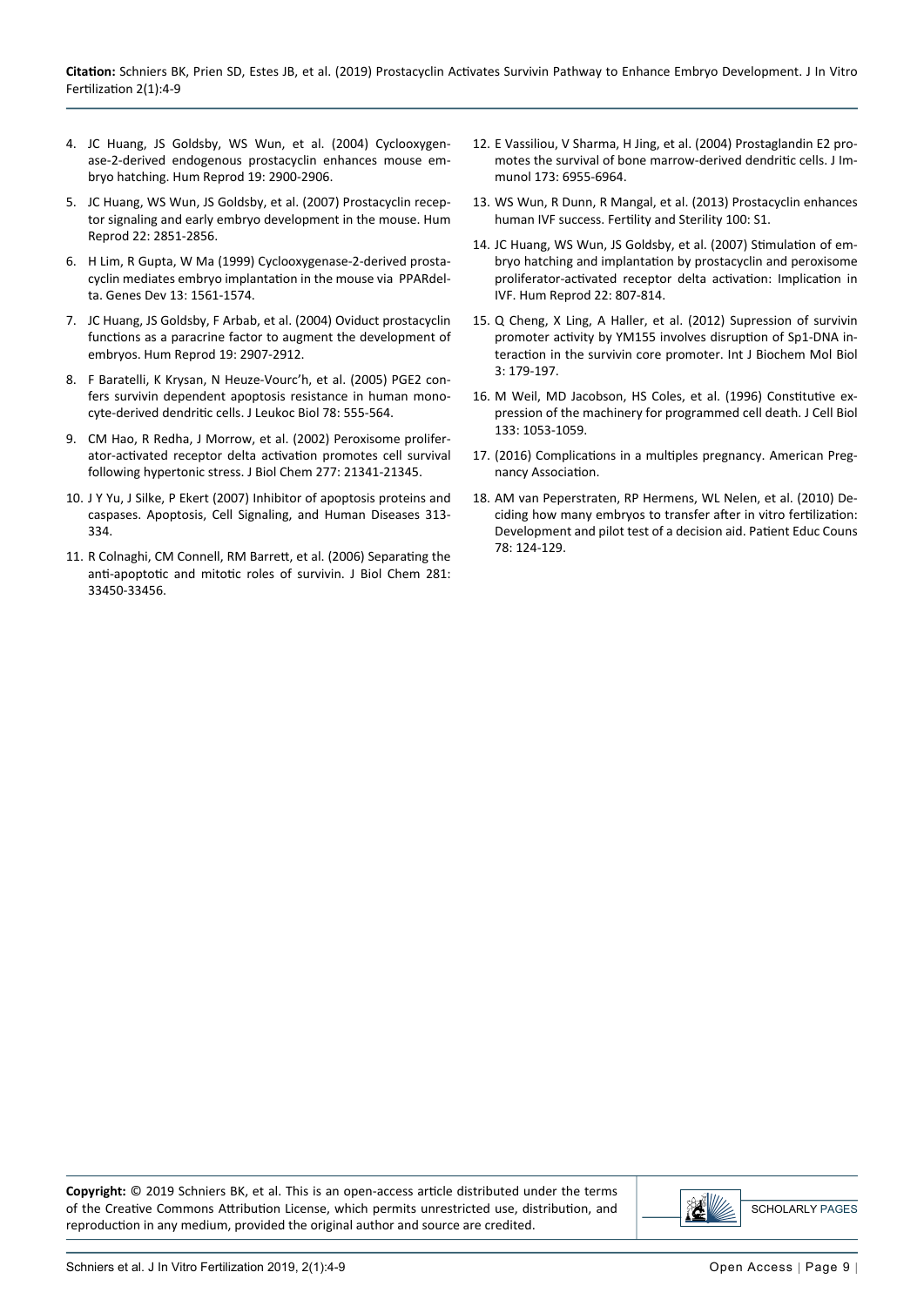4. JC Huang, JS Goldsby, WS Wun, et al. (2004) Cyclooxygenase-2-derived endogenous prostacyclin enhances mouse embryo hatching. Hum Reprod 19: 2900-2906.
5. JC Huang, WS Wun, JS Goldsby, et al. (2007) Prostacyclin receptor signaling and early embryo development in the mouse. Hum Reprod 22: 2851-2856.
6. H Lim, R Gupta, W Ma (1999) Cyclooxygenase-2-derived prostacyclin mediates embryo implantation in the mouse via PPARdelta. Genes Dev 13: 1561-1574.
7. JC Huang, JS Goldsby, F Arbab, et al. (2004) Oviduct prostacyclin functions as a paracrine factor to augment the development of embryos. Hum Reprod 19: 2907-2912.
8. F Baratelli, K Krysan, N Heuze-Vourc'h, et al. (2005) PGE2 confers survivin dependent apoptosis resistance in human monocyte-derived dendritic cells. J Leukoc Biol 78: 555-564.
9. CM Hao, R Redha, J Morrow, et al. (2002) Peroxisome proliferator-activated receptor delta activation promotes cell survival following hypertonic stress. J Biol Chem 277: 21341-21345.
10. J Y Yu, J Silke, P Ekert (2007) Inhibitor of apoptosis proteins and caspases. Apoptosis, Cell Signaling, and Human Diseases 313-334.
11. R Colnaghi, CM Connell, RM Barrett, et al. (2006) Separating the anti-apoptotic and mitotic roles of survivin. J Biol Chem 281: 33450-33456.
12. E Vassiliou, V Sharma, H Jing, et al. (2004) Prostaglandin E2 promotes the survival of bone marrow-derived dendritic cells. J Immunol 173: 6955-6964.
13. WS Wun, R Dunn, R Mangal, et al. (2013) Prostacyclin enhances human IVF success. Fertility and Sterility 100: S1.
14. JC Huang, WS Wun, JS Goldsby, et al. (2007) Stimulation of embryo hatching and implantation by prostacyclin and peroxisome proliferator-activated receptor delta activation: Implication in IVF. Hum Reprod 22: 807-814.
15. Q Cheng, X Ling, A Haller, et al. (2012) Supression of survivin promoter activity by YM155 involves disruption of Sp1-DNA interaction in the survivin core promoter. Int J Biochem Mol Biol 3: 179-197.
16. M Weil, MD Jacobson, HS Coles, et al. (1996) Constitutive expression of the machinery for programmed cell death. J Cell Biol 133: 1053-1059.
17. (2016) Complications in a multiples pregnancy. American Pregnancy Association.
18. AM van Peperstraten, RP Hermens, WL Nelen, et al. (2010) Deciding how many embryos to transfer after in vitro fertilization: Development and pilot test of a decision aid. Patient Educ Couns 78: 124-129.

**Copyright:** © 2019 Schniers BK, et al. This is an open-access article distributed under the terms of the Creative Commons Attribution License, which permits unrestricted use, distribution, and reproduction in any medium, provided the original author and source are credited.